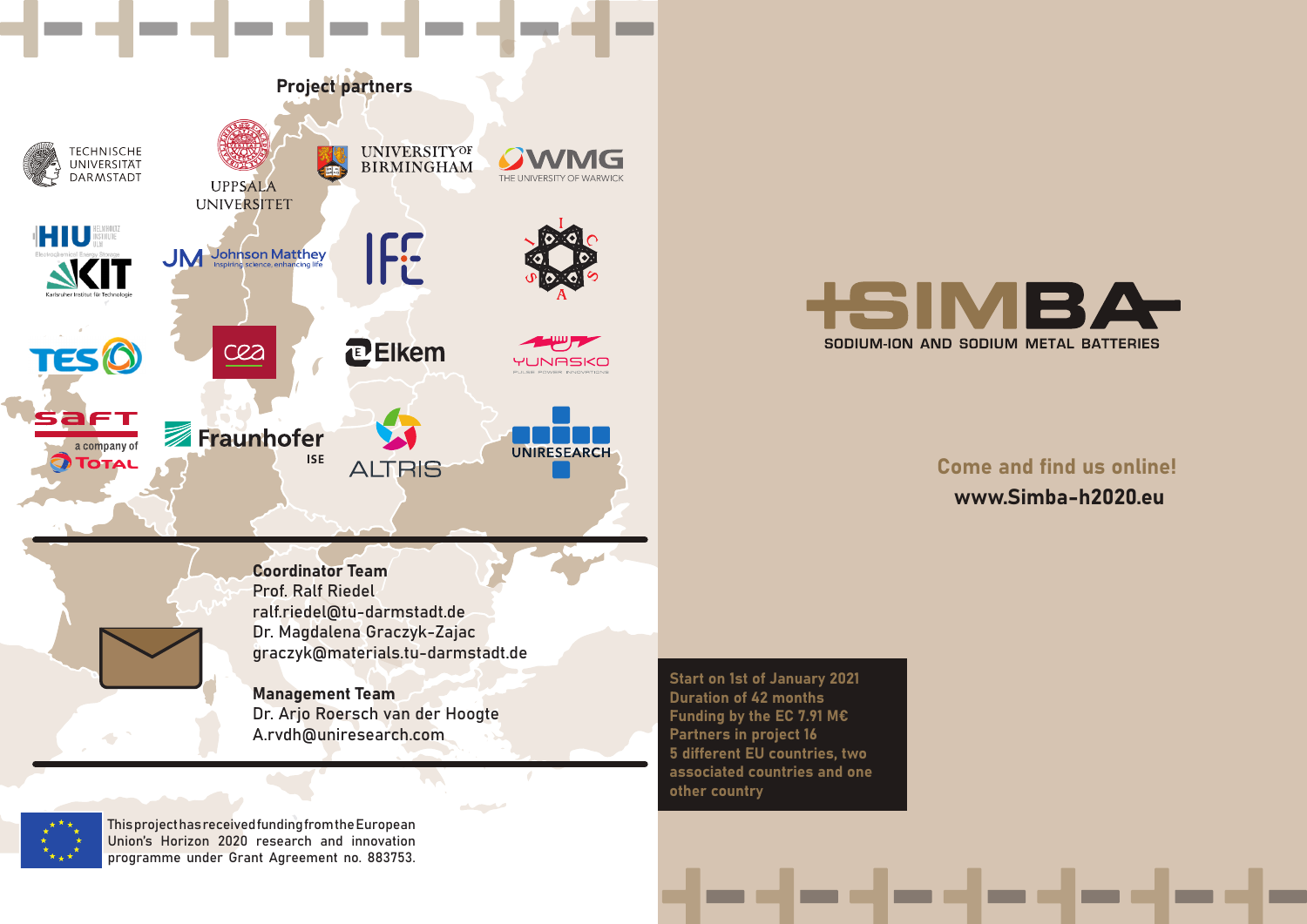## Project partners

TECHNISCHE UNIVERSITÄT DARMSTADT

UPPSALA UNIVERSITET

UNIVERSITY OF BIRMINGHAM

WMG THE UNIVERSITY OF WARWICK

HIU HELMHOLTZ INSTITUTE ULM Electrochemical Energy Storage

KIT Karlsruher Institut für Technologie

JM Johnson Matthey Inspiring science, enhancing life

IFE

CSIS A

TES

cea

Elkem

YUNASKO PULSE POWER INNOVATIONS

saft a company of TOTAL

Fraunhofer ISE

ALTRIS

UNIRESEARCH

**Coordinator Team**
Prof. Ralf Riedel
ralf.riedel@tu-darmstadt.de
Dr. Magdalena Graczyk-Zajac
graczyk@materials.tu-darmstadt.de

**Management Team**
Dr. Arjo Roersch van der Hoogte
A.rvdh@uniresearch.com

This project has received funding from the European Union's Horizon 2020 research and innovation programme under Grant Agreement no. 883753.

# SIMBA

SODIUM-ION AND SODIUM METAL BATTERIES

**Come and find us online!**
**www.Simba-h2020.eu**

**Start on 1st of January 2021**
**Duration of 42 months**
**Funding by the EC 7.91 M€**
**Partners in project 16**
**5 different EU countries, two associated countries and one other country**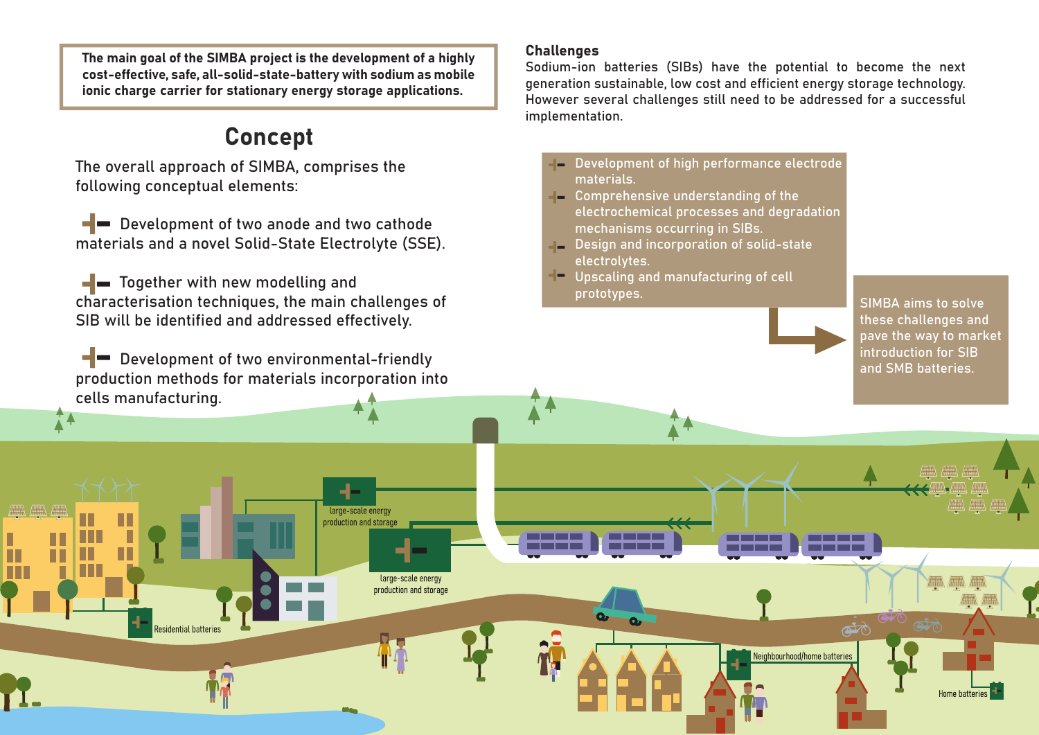**The main goal of the SIMBA project is the development of a highly cost-effective, safe, all-solid-state-battery with sodium as mobile ionic charge carrier for stationary energy storage applications.**

## Concept

The overall approach of SIMBA, comprises the following conceptual elements:

- Development of two anode and two cathode materials and a novel Solid-State Electrolyte (SSE).
- Together with new modelling and characterisation techniques, the main challenges of SIB will be identified and addressed effectively.
- Development of two environmental-friendly production methods for materials incorporation into cells manufacturing.

### Challenges

Sodium-ion batteries (SIBs) have the potential to become the next generation sustainable, low cost and efficient energy storage technology. However several challenges still need to be addressed for a successful implementation.

- Development of high performance electrode materials.
- Comprehensive understanding of the electrochemical processes and degradation mechanisms occurring in SIBs.
- Design and incorporation of solid-state electrolytes.
- Upscaling and manufacturing of cell prototypes.

SIMBA aims to solve these challenges and pave the way to market introduction for SIB and SMB batteries.

large-scale energy production and storage

large-scale energy production and storage

Residential batteries

Neighbourhood/home batteries

Home batteries